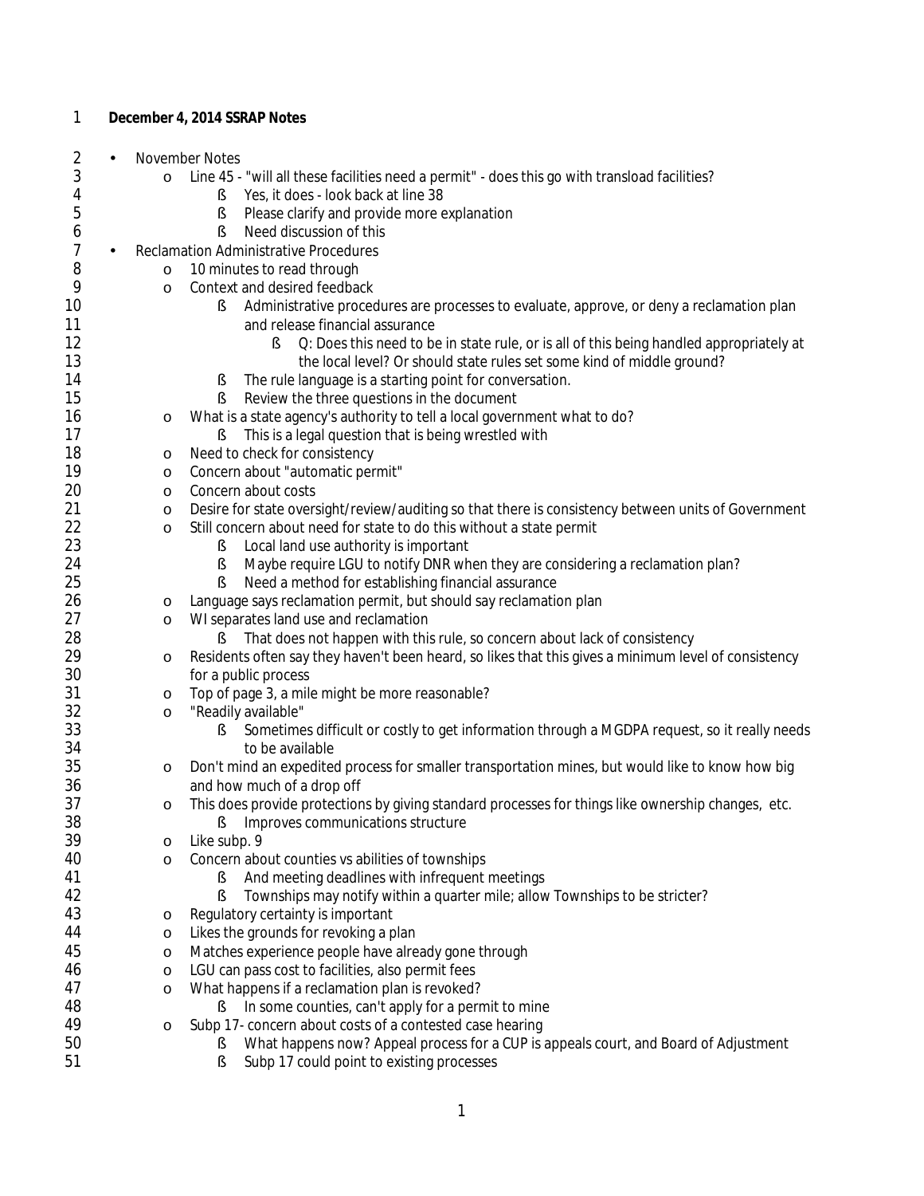**December 4, 2014 SSRAP Notes**

- November Notes
  - Line 45 - "will all these facilities need a permit" - does this go with transload facilities?
    - Yes, it does - look back at line 38
    - Please clarify and provide more explanation
    - Need discussion of this
- Reclamation Administrative Procedures
  - 10 minutes to read through
  - Context and desired feedback
    - Administrative procedures are processes to evaluate, approve, or deny a reclamation plan and release financial assurance
      - Q: Does this need to be in state rule, or is all of this being handled appropriately at the local level? Or should state rules set some kind of middle ground?
    - The rule language is a starting point for conversation.
    - Review the three questions in the document
  - What is a state agency's authority to tell a local government what to do?
    - This is a legal question that is being wrestled with
  - Need to check for consistency
  - Concern about "automatic permit"
  - Concern about costs
  - Desire for state oversight/review/auditing so that there is consistency between units of Government
  - Still concern about need for state to do this without a state permit
    - Local land use authority is important
    - Maybe require LGU to notify DNR when they are considering a reclamation plan?
    - Need a method for establishing financial assurance
  - Language says reclamation permit, but should say reclamation plan
  - WI separates land use and reclamation
    - That does not happen with this rule, so concern about lack of consistency
  - Residents often say they haven't been heard, so likes that this gives a minimum level of consistency for a public process
  - Top of page 3, a mile might be more reasonable?
  - "Readily available"
    - Sometimes difficult or costly to get information through a MGDPA request, so it really needs to be available
  - Don't mind an expedited process for smaller transportation mines, but would like to know how big and how much of a drop off
  - This does provide protections by giving standard processes for things like ownership changes, etc.
    - Improves communications structure
  - Like subp. 9
  - Concern about counties vs abilities of townships
    - And meeting deadlines with infrequent meetings
    - Townships may notify within a quarter mile; allow Townships to be stricter?
  - Regulatory certainty is important
  - Likes the grounds for revoking a plan
  - Matches experience people have already gone through
  - LGU can pass cost to facilities, also permit fees
  - What happens if a reclamation plan is revoked?
    - In some counties, can't apply for a permit to mine
  - Subp 17- concern about costs of a contested case hearing
    - What happens now? Appeal process for a CUP is appeals court, and Board of Adjustment
    - Subp 17 could point to existing processes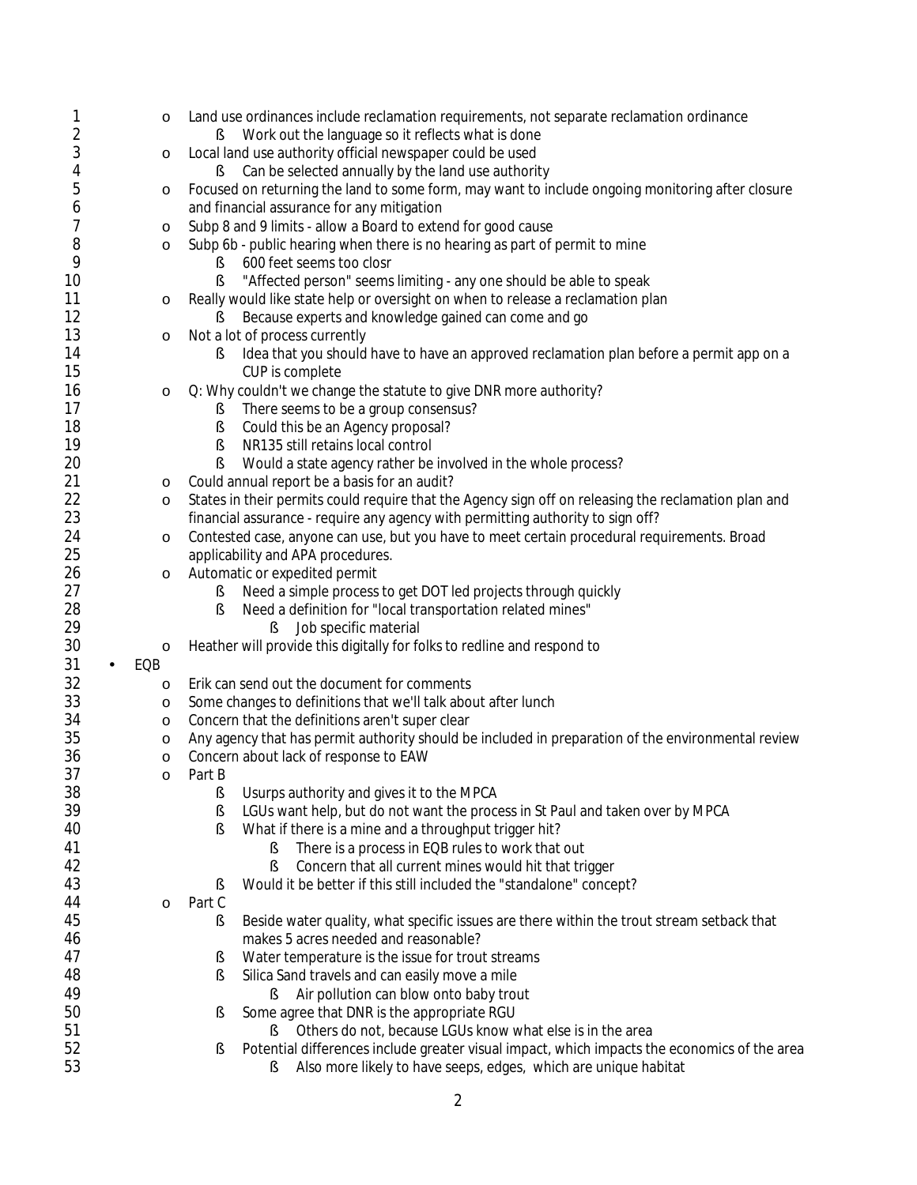- Land use ordinances include reclamation requirements, not separate reclamation ordinance
  - Work out the language so it reflects what is done
- Local land use authority official newspaper could be used
  - Can be selected annually by the land use authority
- Focused on returning the land to some form, may want to include ongoing monitoring after closure and financial assurance for any mitigation
- Subp 8 and 9 limits - allow a Board to extend for good cause
- Subp 6b - public hearing when there is no hearing as part of permit to mine
  - 600 feet seems too closr
  - "Affected person" seems limiting - any one should be able to speak
- Really would like state help or oversight on when to release a reclamation plan
  - Because experts and knowledge gained can come and go
- Not a lot of process currently
  - Idea that you should have to have an approved reclamation plan before a permit app on a CUP is complete
- Q: Why couldn't we change the statute to give DNR more authority?
  - There seems to be a group consensus?
  - Could this be an Agency proposal?
  - NR135 still retains local control
  - Would a state agency rather be involved in the whole process?
- Could annual report be a basis for an audit?
- States in their permits could require that the Agency sign off on releasing the reclamation plan and financial assurance - require any agency with permitting authority to sign off?
- Contested case, anyone can use, but you have to meet certain procedural requirements. Broad applicability and APA procedures.
- Automatic or expedited permit
  - Need a simple process to get DOT led projects through quickly
  - Need a definition for "local transportation related mines"
    - Job specific material
- Heather will provide this digitally for folks to redline and respond to

- EQB
  - Erik can send out the document for comments
  - Some changes to definitions that we'll talk about after lunch
  - Concern that the definitions aren't super clear
  - Any agency that has permit authority should be included in preparation of the environmental review
  - Concern about lack of response to EAW
  - Part B
    - Usurps authority and gives it to the MPCA
    - LGUs want help, but do not want the process in St Paul and taken over by MPCA
    - What if there is a mine and a throughput trigger hit?
      - There is a process in EQB rules to work that out
      - Concern that all current mines would hit that trigger
    - Would it be better if this still included the "standalone" concept?
  - Part C
    - Beside water quality, what specific issues are there within the trout stream setback that makes 5 acres needed and reasonable?
    - Water temperature is the issue for trout streams
    - Silica Sand travels and can easily move a mile
      - Air pollution can blow onto baby trout
    - Some agree that DNR is the appropriate RGU
      - Others do not, because LGUs know what else is in the area
    - Potential differences include greater visual impact, which impacts the economics of the area
      - Also more likely to have seeps, edges, which are unique habitat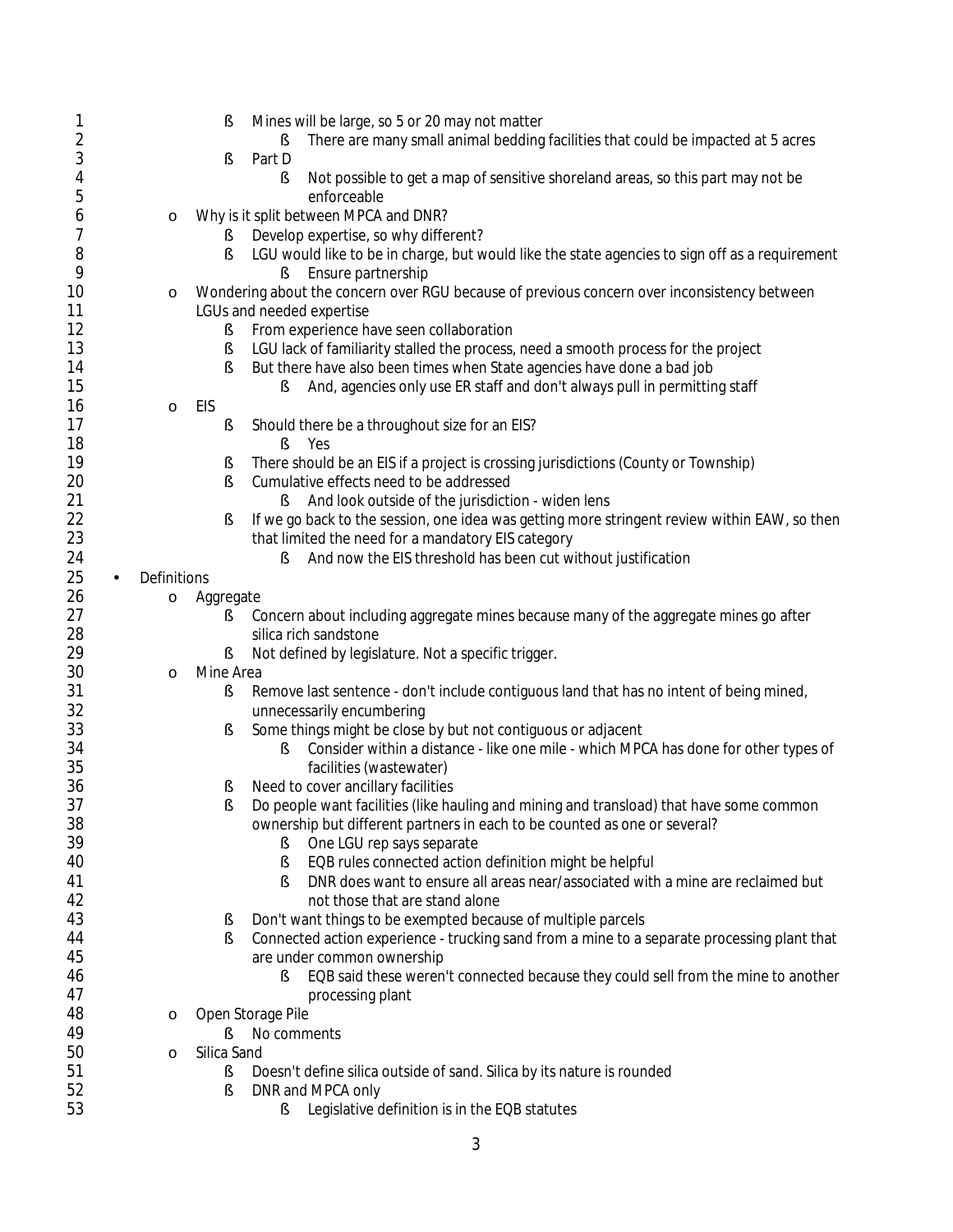- Mines will be large, so 5 or 20 may not matter
  - There are many small animal bedding facilities that could be impacted at 5 acres
- Part D
  - Not possible to get a map of sensitive shoreland areas, so this part may not be enforceable

- Why is it split between MPCA and DNR?
  - Develop expertise, so why different?
  - LGU would like to be in charge, but would like the state agencies to sign off as a requirement
    - Ensure partnership
- Wondering about the concern over RGU because of previous concern over inconsistency between LGUs and needed expertise
  - From experience have seen collaboration
  - LGU lack of familiarity stalled the process, need a smooth process for the project
  - But there have also been times when State agencies have done a bad job
    - And, agencies only use ER staff and don't always pull in permitting staff
- EIS
  - Should there be a throughout size for an EIS?
    - Yes
  - There should be an EIS if a project is crossing jurisdictions (County or Township)
  - Cumulative effects need to be addressed
    - And look outside of the jurisdiction - widen lens
  - If we go back to the session, one idea was getting more stringent review within EAW, so then that limited the need for a mandatory EIS category
    - And now the EIS threshold has been cut without justification

- Definitions
  - Aggregate
    - Concern about including aggregate mines because many of the aggregate mines go after silica rich sandstone
    - Not defined by legislature. Not a specific trigger.
  - Mine Area
    - Remove last sentence - don't include contiguous land that has no intent of being mined, unnecessarily encumbering
    - Some things might be close by but not contiguous or adjacent
      - Consider within a distance - like one mile - which MPCA has done for other types of facilities (wastewater)
    - Need to cover ancillary facilities
    - Do people want facilities (like hauling and mining and transload) that have some common ownership but different partners in each to be counted as one or several?
      - One LGU rep says separate
      - EQB rules connected action definition might be helpful
      - DNR does want to ensure all areas near/associated with a mine are reclaimed but not those that are stand alone
    - Don't want things to be exempted because of multiple parcels
    - Connected action experience - trucking sand from a mine to a separate processing plant that are under common ownership
      - EQB said these weren't connected because they could sell from the mine to another processing plant
  - Open Storage Pile
    - No comments
  - Silica Sand
    - Doesn't define silica outside of sand. Silica by its nature is rounded
    - DNR and MPCA only
      - Legislative definition is in the EQB statutes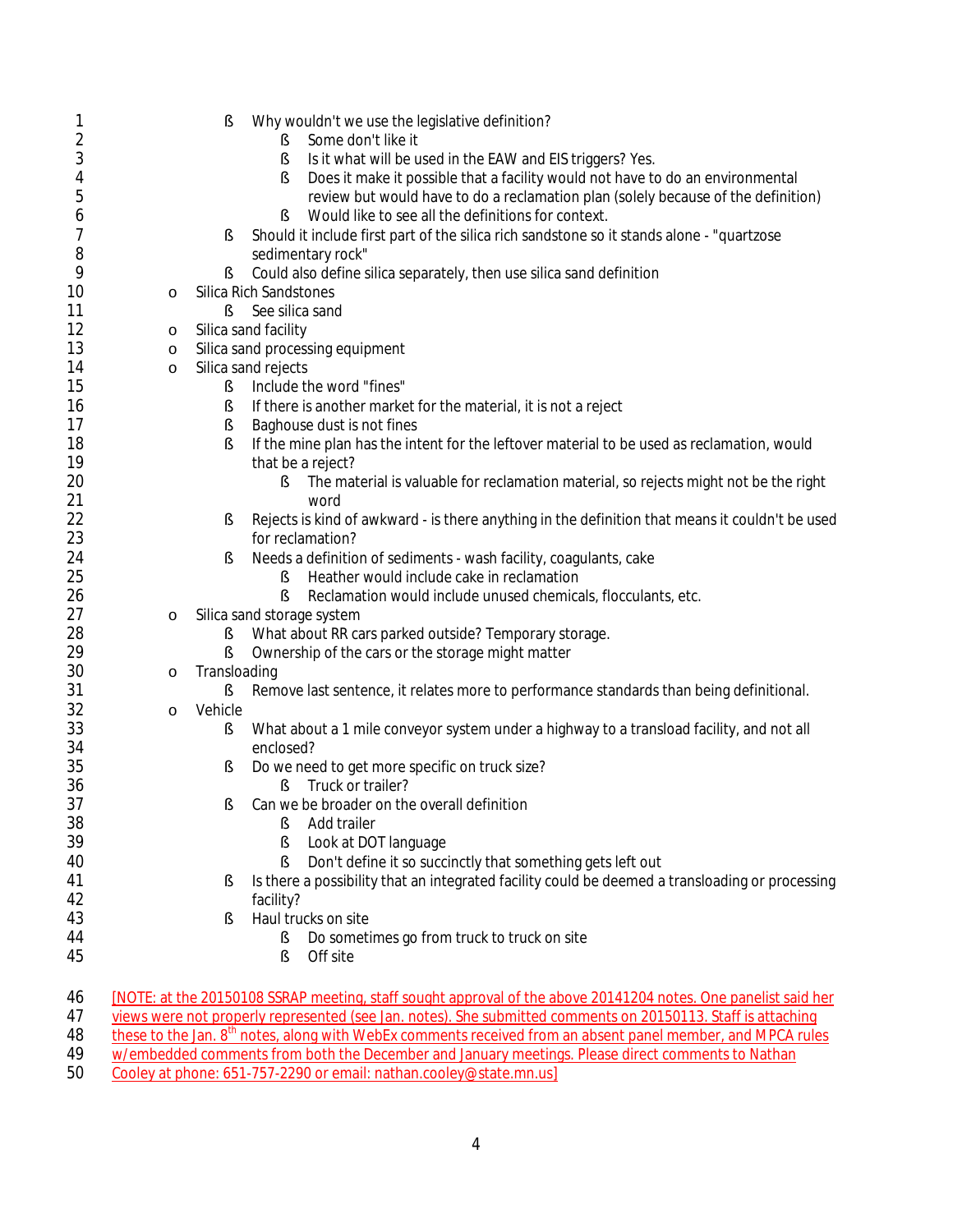- Why wouldn't we use the legislative definition?
    - Some don't like it
    - Is it what will be used in the EAW and EIS triggers? Yes.
    - Does it make it possible that a facility would not have to do an environmental review but would have to do a reclamation plan (solely because of the definition)
    - Would like to see all the definitions for context.
- Should it include first part of the silica rich sandstone so it stands alone - "quartzose sedimentary rock"
- Could also define silica separately, then use silica sand definition

- Silica Rich Sandstones
    - See silica sand
- Silica sand facility
- Silica sand processing equipment
- Silica sand rejects
    - Include the word "fines"
    - If there is another market for the material, it is not a reject
    - Baghouse dust is not fines
    - If the mine plan has the intent for the leftover material to be used as reclamation, would that be a reject?
        - The material is valuable for reclamation material, so rejects might not be the right word
    - Rejects is kind of awkward - is there anything in the definition that means it couldn't be used for reclamation?
    - Needs a definition of sediments - wash facility, coagulants, cake
        - Heather would include cake in reclamation
        - Reclamation would include unused chemicals, flocculants, etc.
- Silica sand storage system
    - What about RR cars parked outside? Temporary storage.
    - Ownership of the cars or the storage might matter
- Transloading
    - Remove last sentence, it relates more to performance standards than being definitional.
- Vehicle
    - What about a 1 mile conveyor system under a highway to a transload facility, and not all enclosed?
    - Do we need to get more specific on truck size?
        - Truck or trailer?
    - Can we be broader on the overall definition
        - Add trailer
        - Look at DOT language
        - Don't define it so succinctly that something gets left out
    - Is there a possibility that an integrated facility could be deemed a transloading or processing facility?
    - Haul trucks on site
        - Do sometimes go from truck to truck on site
        - Off site

[NOTE: at the 20150108 SSRAP meeting, staff sought approval of the above 20141204 notes. One panelist said her views were not properly represented (see Jan. notes). She submitted comments on 20150113. Staff is attaching these to the Jan. 8th notes, along with WebEx comments received from an absent panel member, and MPCA rules w/embedded comments from both the December and January meetings. Please direct comments to Nathan Cooley at phone: 651-757-2290 or email: nathan.cooley@state.mn.us]